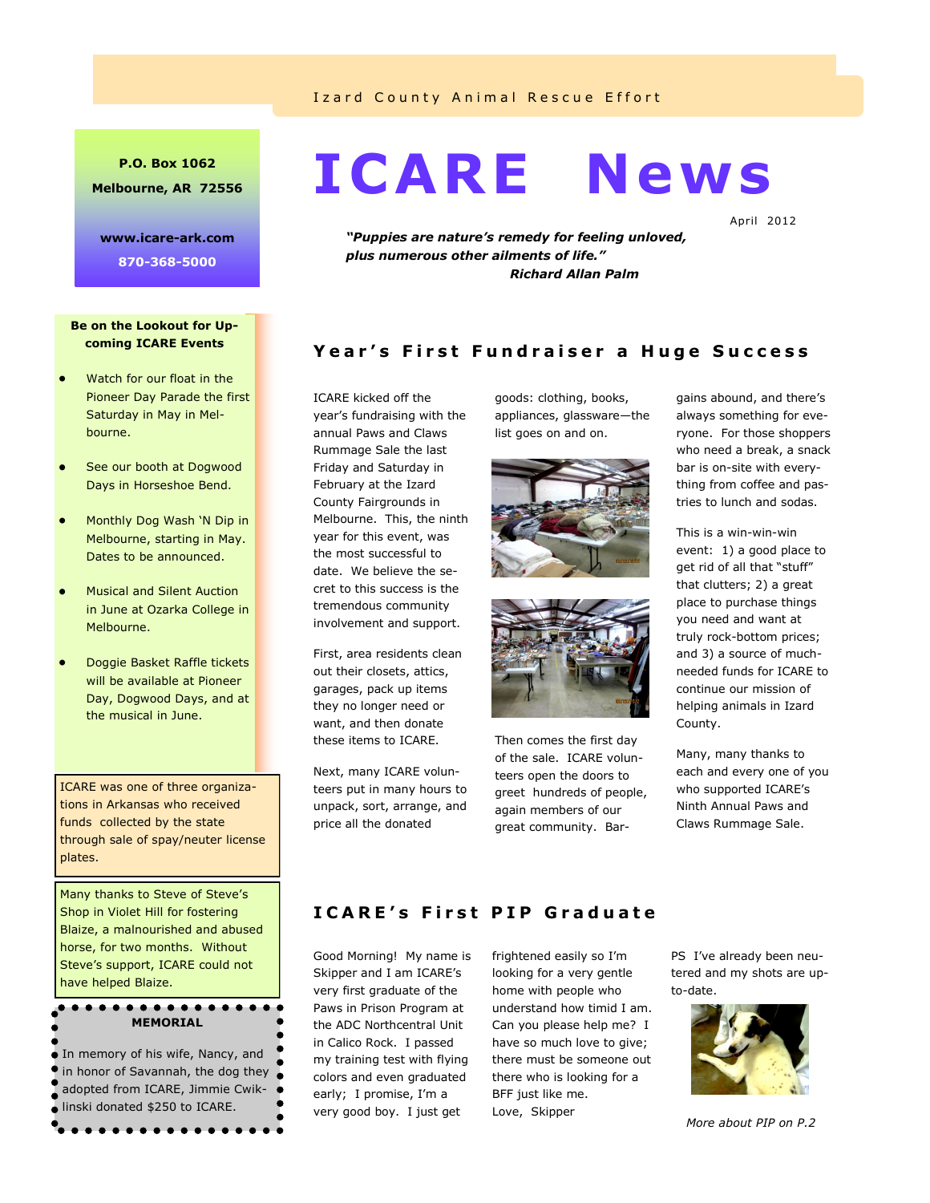Izard County Animal Rescue Effort

# ICARE News

April 2012

***"Puppies are nature's remedy for feeling unloved, plus numerous other ailments of life."***
***Richard Allan Palm***

**P.O. Box 1062**
**Melbourne, AR 72556**

**www.icare-ark.com**
**870-368-5000**

**Be on the Lookout for Upcoming ICARE Events**

- Watch for our float in the Pioneer Day Parade the first Saturday in May in Melbourne.
- See our booth at Dogwood Days in Horseshoe Bend.
- Monthly Dog Wash 'N Dip in Melbourne, starting in May. Dates to be announced.
- Musical and Silent Auction in June at Ozarka College in Melbourne.
- Doggie Basket Raffle tickets will be available at Pioneer Day, Dogwood Days, and at the musical in June.

ICARE was one of three organizations in Arkansas who received funds collected by the state through sale of spay/neuter license plates.

Many thanks to Steve of Steve's Shop in Violet Hill for fostering Blaize, a malnourished and abused horse, for two months. Without Steve's support, ICARE could not have helped Blaize.

**MEMORIAL**

In memory of his wife, Nancy, and in honor of Savannah, the dog they adopted from ICARE, Jimmie Cwiklinski donated $250 to ICARE.

## Year's First Fundraiser a Huge Success

ICARE kicked off the year's fundraising with the annual Paws and Claws Rummage Sale the last Friday and Saturday in February at the Izard County Fairgrounds in Melbourne. This, the ninth year for this event, was the most successful to date. We believe the secret to this success is the tremendous community involvement and support.

First, area residents clean out their closets, attics, garages, pack up items they no longer need or want, and then donate these items to ICARE.

Next, many ICARE volunteers put in many hours to unpack, sort, arrange, and price all the donated goods: clothing, books, appliances, glassware—the list goes on and on.

Then comes the first day of the sale. ICARE volunteers open the doors to greet hundreds of people, again members of our great community. Bargains abound, and there's always something for everyone. For those shoppers who need a break, a snack bar is on-site with everything from coffee and pastries to lunch and sodas.

This is a win-win-win event: 1) a good place to get rid of all that "stuff" that clutters; 2) a great place to purchase things you need and want at truly rock-bottom prices; and 3) a source of much-needed funds for ICARE to continue our mission of helping animals in Izard County.

Many, many thanks to each and every one of you who supported ICARE's Ninth Annual Paws and Claws Rummage Sale.

## ICARE's First PIP Graduate

Good Morning! My name is Skipper and I am ICARE's very first graduate of the Paws in Prison Program at the ADC Northcentral Unit in Calico Rock. I passed my training test with flying colors and even graduated early; I promise, I'm a very good boy. I just get frightened easily so I'm looking for a very gentle home with people who understand how timid I am. Can you please help me? I have so much love to give; there must be someone out there who is looking for a BFF just like me.

Love, Skipper

PS I've already been neutered and my shots are up-to-date.

*More about PIP on P.2*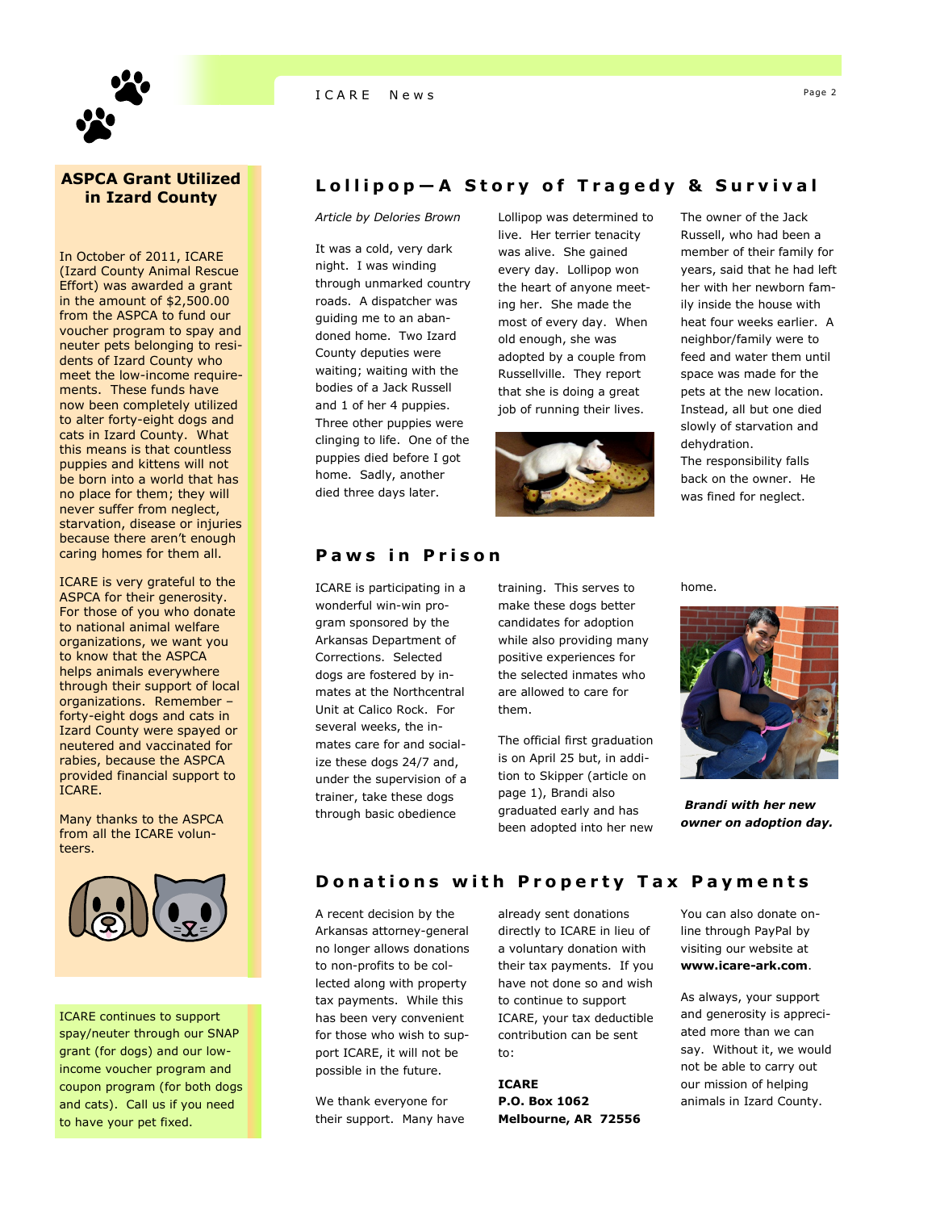## ASPCA Grant Utilized in Izard County

In October of 2011, ICARE (Izard County Animal Rescue Effort) was awarded a grant in the amount of $2,500.00 from the ASPCA to fund our voucher program to spay and neuter pets belonging to residents of Izard County who meet the low-income requirements. These funds have now been completely utilized to alter forty-eight dogs and cats in Izard County. What this means is that countless puppies and kittens will not be born into a world that has no place for them; they will never suffer from neglect, starvation, disease or injuries because there aren't enough caring homes for them all.

ICARE is very grateful to the ASPCA for their generosity. For those of you who donate to national animal welfare organizations, we want you to know that the ASPCA helps animals everywhere through their support of local organizations. Remember – forty-eight dogs and cats in Izard County were spayed or neutered and vaccinated for rabies, because the ASPCA provided financial support to ICARE.

Many thanks to the ASPCA from all the ICARE volunteers.

ICARE continues to support spay/neuter through our SNAP grant (for dogs) and our low-income voucher program and coupon program (for both dogs and cats). Call us if you need to have your pet fixed.

## Lollipop—A Story of Tragedy & Survival

*Article by Delories Brown*

It was a cold, very dark night. I was winding through unmarked country roads. A dispatcher was guiding me to an abandoned home. Two Izard County deputies were waiting; waiting with the bodies of a Jack Russell and 1 of her 4 puppies. Three other puppies were clinging to life. One of the puppies died before I got home. Sadly, another died three days later.

Lollipop was determined to live. Her terrier tenacity was alive. She gained every day. Lollipop won the heart of anyone meeting her. She made the most of every day. When old enough, she was adopted by a couple from Russellville. They report that she is doing a great job of running their lives.

The owner of the Jack Russell, who had been a member of their family for years, said that he had left her with her newborn family inside the house with heat four weeks earlier. A neighbor/family were to feed and water them until space was made for the pets at the new location. Instead, all but one died slowly of starvation and dehydration.

The responsibility falls back on the owner. He was fined for neglect.

## Paws in Prison

ICARE is participating in a wonderful win-win program sponsored by the Arkansas Department of Corrections. Selected dogs are fostered by inmates at the Northcentral Unit at Calico Rock. For several weeks, the inmates care for and socialize these dogs 24/7 and, under the supervision of a trainer, take these dogs through basic obedience training. This serves to make these dogs better candidates for adoption while also providing many positive experiences for the selected inmates who are allowed to care for them.

The official first graduation is on April 25 but, in addition to Skipper (article on page 1), Brandi also graduated early and has been adopted into her new home.

***Brandi with her new owner on adoption day.***

## Donations with Property Tax Payments

A recent decision by the Arkansas attorney-general no longer allows donations to non-profits to be collected along with property tax payments. While this has been very convenient for those who wish to support ICARE, it will not be possible in the future.

We thank everyone for their support. Many have already sent donations directly to ICARE in lieu of a voluntary donation with their tax payments. If you have not done so and wish to continue to support ICARE, your tax deductible contribution can be sent to:

**ICARE**
**P.O. Box 1062**
**Melbourne, AR 72556**

You can also donate online through PayPal by visiting our website at **www.icare-ark.com**.

As always, your support and generosity is appreciated more than we can say. Without it, we would not be able to carry out our mission of helping animals in Izard County.